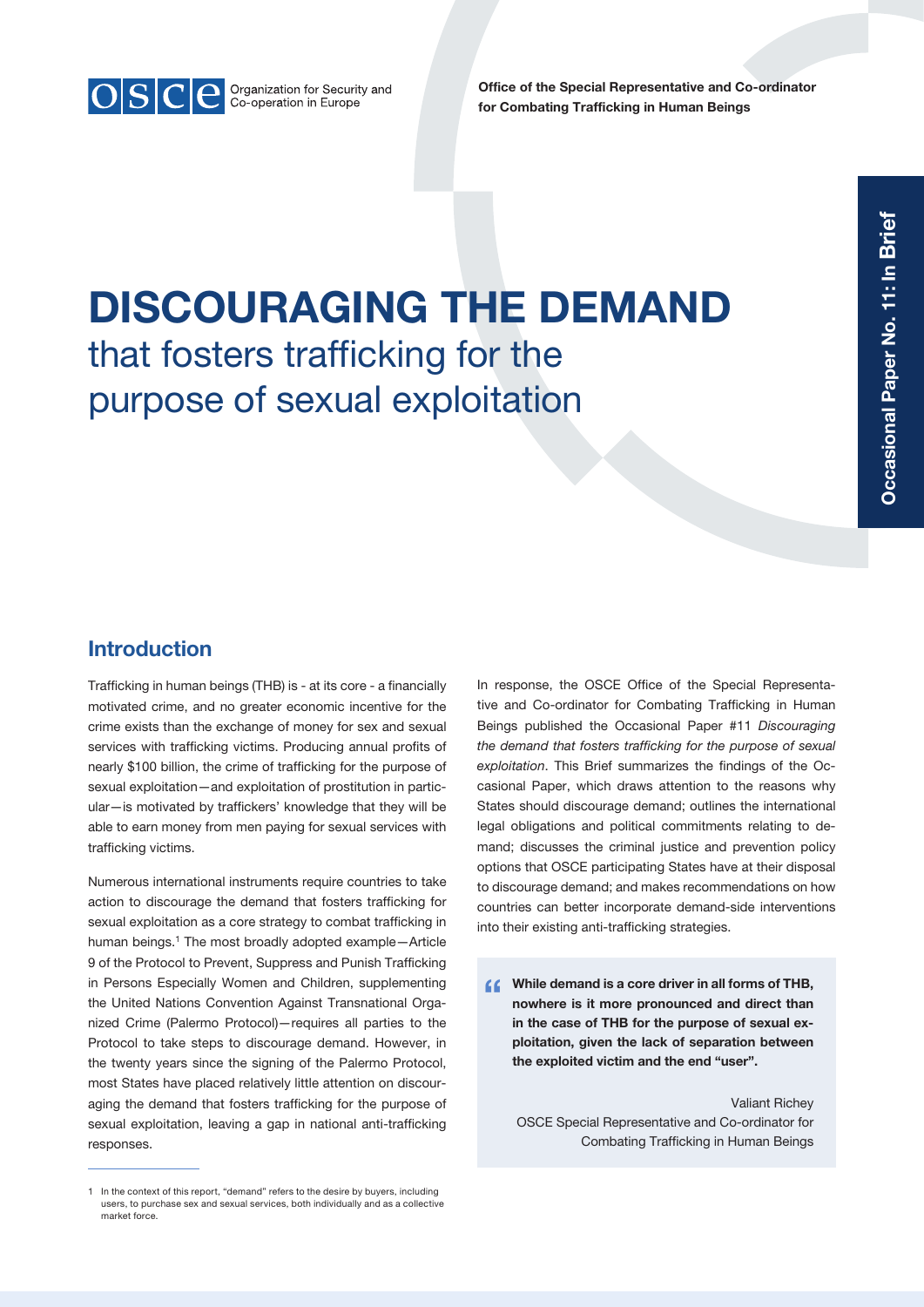Organization for Security and Co-operation in Europe

**Office of the Special Representative and Co-ordinator for Combating Trafficking in Human Beings**

**Occasional Paper No. 11: In Brief**

# DISCOURAGING THE DEMAND that fosters trafficking for the purpose of sexual exploitation

## Introduction

Trafficking in human beings (THB) is - at its core - a financially motivated crime, and no greater economic incentive for the crime exists than the exchange of money for sex and sexual services with trafficking victims. Producing annual profits of nearly $100 billion, the crime of trafficking for the purpose of sexual exploitation—and exploitation of prostitution in particular—is motivated by traffickers' knowledge that they will be able to earn money from men paying for sexual services with trafficking victims.

Numerous international instruments require countries to take action to discourage the demand that fosters trafficking for sexual exploitation as a core strategy to combat trafficking in human beings.[1] The most broadly adopted example—Article 9 of the Protocol to Prevent, Suppress and Punish Trafficking in Persons Especially Women and Children, supplementing the United Nations Convention Against Transnational Organized Crime (Palermo Protocol)—requires all parties to the Protocol to take steps to discourage demand. However, in the twenty years since the signing of the Palermo Protocol, most States have placed relatively little attention on discouraging the demand that fosters trafficking for the purpose of sexual exploitation, leaving a gap in national anti-trafficking responses.

In response, the OSCE Office of the Special Representative and Co-ordinator for Combating Trafficking in Human Beings published the Occasional Paper #11 *Discouraging the demand that fosters trafficking for the purpose of sexual exploitation*. This Brief summarizes the findings of the Occasional Paper, which draws attention to the reasons why States should discourage demand; outlines the international legal obligations and political commitments relating to demand; discusses the criminal justice and prevention policy options that OSCE participating States have at their disposal to discourage demand; and makes recommendations on how countries can better incorporate demand-side interventions into their existing anti-trafficking strategies.

> **"While demand is a core driver in all forms of THB, nowhere is it more pronounced and direct than in the case of THB for the purpose of sexual exploitation, given the lack of separation between the exploited victim and the end "user".**
>
> Valiant Richey
> OSCE Special Representative and Co-ordinator for Combating Trafficking in Human Beings

---

1 In the context of this report, "demand" refers to the desire by buyers, including users, to purchase sex and sexual services, both individually and as a collective market force.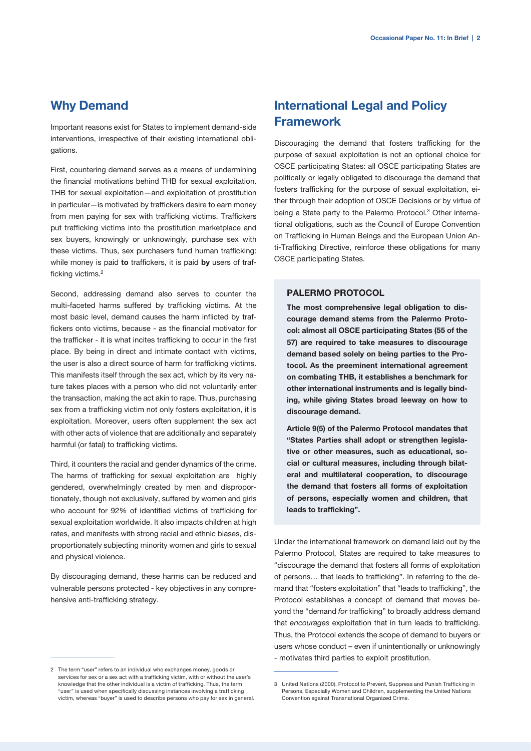## Why Demand

Important reasons exist for States to implement demand-side interventions, irrespective of their existing international obligations.

First, countering demand serves as a means of undermining the financial motivations behind THB for sexual exploitation. THB for sexual exploitation—and exploitation of prostitution in particular—is motivated by traffickers desire to earn money from men paying for sex with trafficking victims. Traffickers put trafficking victims into the prostitution marketplace and sex buyers, knowingly or unknowingly, purchase sex with these victims. Thus, sex purchasers fund human trafficking: while money is paid **to** traffickers, it is paid **by** users of trafficking victims.[2]

Second, addressing demand also serves to counter the multi-faceted harms suffered by trafficking victims. At the most basic level, demand causes the harm inflicted by traffickers onto victims, because - as the financial motivator for the trafficker - it is what incites trafficking to occur in the first place. By being in direct and intimate contact with victims, the user is also a direct source of harm for trafficking victims. This manifests itself through the sex act, which by its very nature takes places with a person who did not voluntarily enter the transaction, making the act akin to rape. Thus, purchasing sex from a trafficking victim not only fosters exploitation, it is exploitation. Moreover, users often supplement the sex act with other acts of violence that are additionally and separately harmful (or fatal) to trafficking victims.

Third, it counters the racial and gender dynamics of the crime. The harms of trafficking for sexual exploitation are highly gendered, overwhelmingly created by men and disproportionately, though not exclusively, suffered by women and girls who account for 92% of identified victims of trafficking for sexual exploitation worldwide. It also impacts children at high rates, and manifests with strong racial and ethnic biases, disproportionately subjecting minority women and girls to sexual and physical violence.

By discouraging demand, these harms can be reduced and vulnerable persons protected - key objectives in any comprehensive anti-trafficking strategy.

## International Legal and Policy Framework

Discouraging the demand that fosters trafficking for the purpose of sexual exploitation is not an optional choice for OSCE participating States: all OSCE participating States are politically or legally obligated to discourage the demand that fosters trafficking for the purpose of sexual exploitation, either through their adoption of OSCE Decisions or by virtue of being a State party to the Palermo Protocol.[3] Other international obligations, such as the Council of Europe Convention on Trafficking in Human Beings and the European Union Anti-Trafficking Directive, reinforce these obligations for many OSCE participating States.

### PALERMO PROTOCOL

**The most comprehensive legal obligation to discourage demand stems from the Palermo Protocol: almost all OSCE participating States (55 of the 57) are required to take measures to discourage demand based solely on being parties to the Protocol. As the preeminent international agreement on combating THB, it establishes a benchmark for other international instruments and is legally binding, while giving States broad leeway on how to discourage demand.**

**Article 9(5) of the Palermo Protocol mandates that "States Parties shall adopt or strengthen legislative or other measures, such as educational, social or cultural measures, including through bilateral and multilateral cooperation, to discourage the demand that fosters all forms of exploitation of persons, especially women and children, that leads to trafficking".**

Under the international framework on demand laid out by the Palermo Protocol, States are required to take measures to "discourage the demand that fosters all forms of exploitation of persons… that leads to trafficking". In referring to the demand that "fosters exploitation" that "leads to trafficking", the Protocol establishes a concept of demand that moves beyond the "demand *for* trafficking" to broadly address demand that *encourages* exploitation that in turn leads to trafficking. Thus, the Protocol extends the scope of demand to buyers or users whose conduct – even if unintentionally or unknowingly - motivates third parties to exploit prostitution.

---

2 The term "user" refers to an individual who exchanges money, goods or services for sex or a sex act with a trafficking victim, with or without the user's knowledge that the other individual is a victim of trafficking. Thus, the term "user" is used when specifically discussing instances involving a trafficking victim, whereas "buyer" is used to describe persons who pay for sex in general.

3 United Nations (2000), Protocol to Prevent, Suppress and Punish Trafficking in Persons, Especially Women and Children, supplementing the United Nations Convention against Transnational Organized Crime.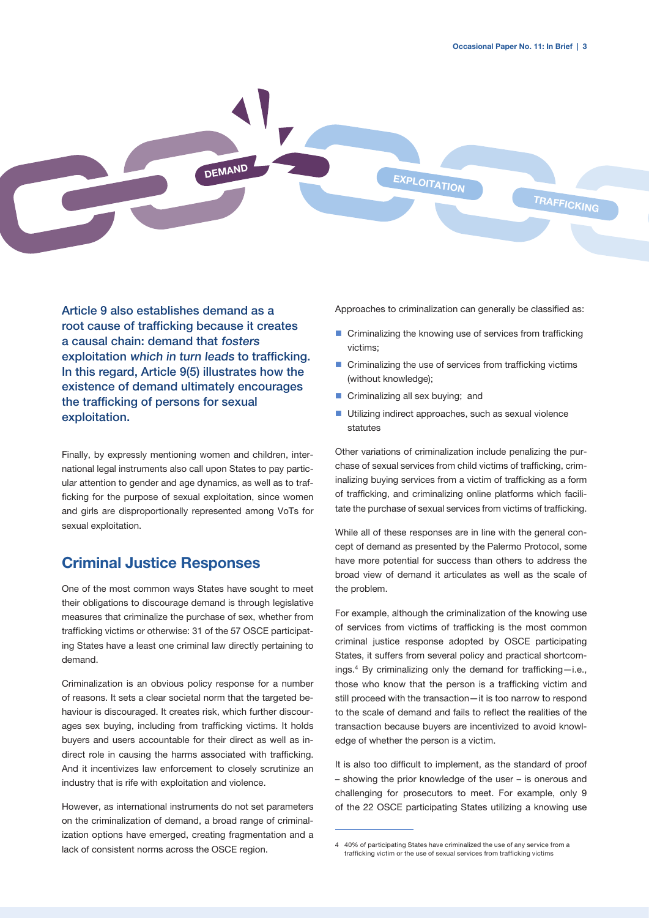DEMAND

EXPLOITATION

TRAFFICKING

**Article 9 also establishes demand as a root cause of trafficking because it creates a causal chain: demand that *fosters* exploitation *which in turn leads* to trafficking. In this regard, Article 9(5) illustrates how the existence of demand ultimately encourages the trafficking of persons for sexual exploitation.**

Finally, by expressly mentioning women and children, international legal instruments also call upon States to pay particular attention to gender and age dynamics, as well as to trafficking for the purpose of sexual exploitation, since women and girls are disproportionally represented among VoTs for sexual exploitation.

## Criminal Justice Responses

One of the most common ways States have sought to meet their obligations to discourage demand is through legislative measures that criminalize the purchase of sex, whether from trafficking victims or otherwise: 31 of the 57 OSCE participating States have a least one criminal law directly pertaining to demand.

Criminalization is an obvious policy response for a number of reasons. It sets a clear societal norm that the targeted behaviour is discouraged. It creates risk, which further discourages sex buying, including from trafficking victims. It holds buyers and users accountable for their direct as well as indirect role in causing the harms associated with trafficking. And it incentivizes law enforcement to closely scrutinize an industry that is rife with exploitation and violence.

However, as international instruments do not set parameters on the criminalization of demand, a broad range of criminalization options have emerged, creating fragmentation and a lack of consistent norms across the OSCE region.

Approaches to criminalization can generally be classified as:

- Criminalizing the knowing use of services from trafficking victims;
- Criminalizing the use of services from trafficking victims (without knowledge);
- Criminalizing all sex buying; and
- Utilizing indirect approaches, such as sexual violence statutes

Other variations of criminalization include penalizing the purchase of sexual services from child victims of trafficking, criminalizing buying services from a victim of trafficking as a form of trafficking, and criminalizing online platforms which facilitate the purchase of sexual services from victims of trafficking.

While all of these responses are in line with the general concept of demand as presented by the Palermo Protocol, some have more potential for success than others to address the broad view of demand it articulates as well as the scale of the problem.

For example, although the criminalization of the knowing use of services from victims of trafficking is the most common criminal justice response adopted by OSCE participating States, it suffers from several policy and practical shortcomings.[4] By criminalizing only the demand for trafficking—i.e., those who know that the person is a trafficking victim and still proceed with the transaction—it is too narrow to respond to the scale of demand and fails to reflect the realities of the transaction because buyers are incentivized to avoid knowledge of whether the person is a victim.

It is also too difficult to implement, as the standard of proof – showing the prior knowledge of the user – is onerous and challenging for prosecutors to meet. For example, only 9 of the 22 OSCE participating States utilizing a knowing use

[4] 40% of participating States have criminalized the use of any service from a trafficking victim or the use of sexual services from trafficking victims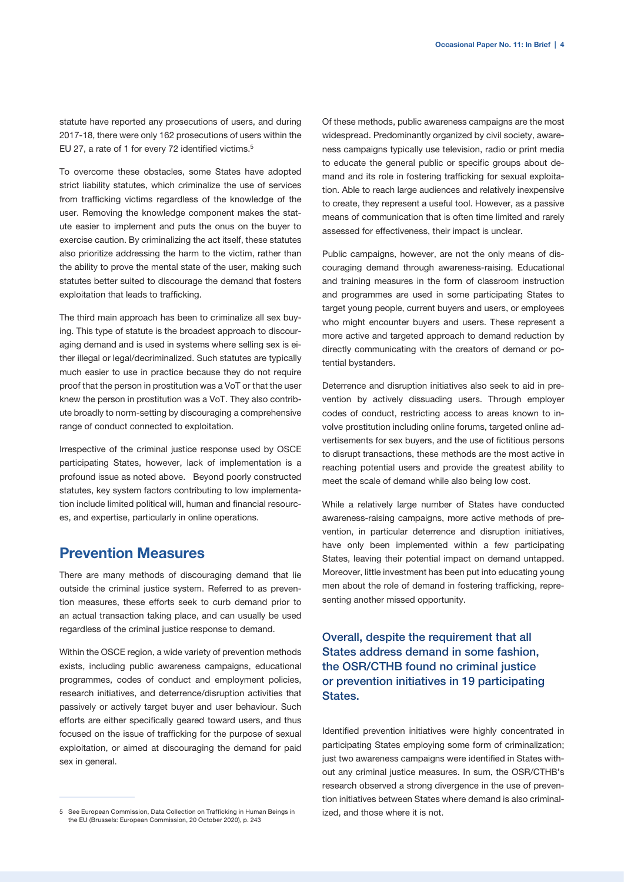statute have reported any prosecutions of users, and during 2017-18, there were only 162 prosecutions of users within the EU 27, a rate of 1 for every 72 identified victims.[5]

To overcome these obstacles, some States have adopted strict liability statutes, which criminalize the use of services from trafficking victims regardless of the knowledge of the user. Removing the knowledge component makes the statute easier to implement and puts the onus on the buyer to exercise caution. By criminalizing the act itself, these statutes also prioritize addressing the harm to the victim, rather than the ability to prove the mental state of the user, making such statutes better suited to discourage the demand that fosters exploitation that leads to trafficking.

The third main approach has been to criminalize all sex buying. This type of statute is the broadest approach to discouraging demand and is used in systems where selling sex is either illegal or legal/decriminalized. Such statutes are typically much easier to use in practice because they do not require proof that the person in prostitution was a VoT or that the user knew the person in prostitution was a VoT. They also contribute broadly to norm-setting by discouraging a comprehensive range of conduct connected to exploitation.

Irrespective of the criminal justice response used by OSCE participating States, however, lack of implementation is a profound issue as noted above. Beyond poorly constructed statutes, key system factors contributing to low implementation include limited political will, human and financial resources, and expertise, particularly in online operations.

## Prevention Measures

There are many methods of discouraging demand that lie outside the criminal justice system. Referred to as prevention measures, these efforts seek to curb demand prior to an actual transaction taking place, and can usually be used regardless of the criminal justice response to demand.

Within the OSCE region, a wide variety of prevention methods exists, including public awareness campaigns, educational programmes, codes of conduct and employment policies, research initiatives, and deterrence/disruption activities that passively or actively target buyer and user behaviour. Such efforts are either specifically geared toward users, and thus focused on the issue of trafficking for the purpose of sexual exploitation, or aimed at discouraging the demand for paid sex in general.

Of these methods, public awareness campaigns are the most widespread. Predominantly organized by civil society, awareness campaigns typically use television, radio or print media to educate the general public or specific groups about demand and its role in fostering trafficking for sexual exploitation. Able to reach large audiences and relatively inexpensive to create, they represent a useful tool. However, as a passive means of communication that is often time limited and rarely assessed for effectiveness, their impact is unclear.

Public campaigns, however, are not the only means of discouraging demand through awareness-raising. Educational and training measures in the form of classroom instruction and programmes are used in some participating States to target young people, current buyers and users, or employees who might encounter buyers and users. These represent a more active and targeted approach to demand reduction by directly communicating with the creators of demand or potential bystanders.

Deterrence and disruption initiatives also seek to aid in prevention by actively dissuading users. Through employer codes of conduct, restricting access to areas known to involve prostitution including online forums, targeted online advertisements for sex buyers, and the use of fictitious persons to disrupt transactions, these methods are the most active in reaching potential users and provide the greatest ability to meet the scale of demand while also being low cost.

While a relatively large number of States have conducted awareness-raising campaigns, more active methods of prevention, in particular deterrence and disruption initiatives, have only been implemented within a few participating States, leaving their potential impact on demand untapped. Moreover, little investment has been put into educating young men about the role of demand in fostering trafficking, representing another missed opportunity.

### Overall, despite the requirement that all States address demand in some fashion, the OSR/CTHB found no criminal justice or prevention initiatives in 19 participating States.

Identified prevention initiatives were highly concentrated in participating States employing some form of criminalization; just two awareness campaigns were identified in States without any criminal justice measures. In sum, the OSR/CTHB's research observed a strong divergence in the use of prevention initiatives between States where demand is also criminalized, and those where it is not.

---

5 See European Commission, Data Collection on Trafficking in Human Beings in the EU (Brussels: European Commission, 20 October 2020), p. 243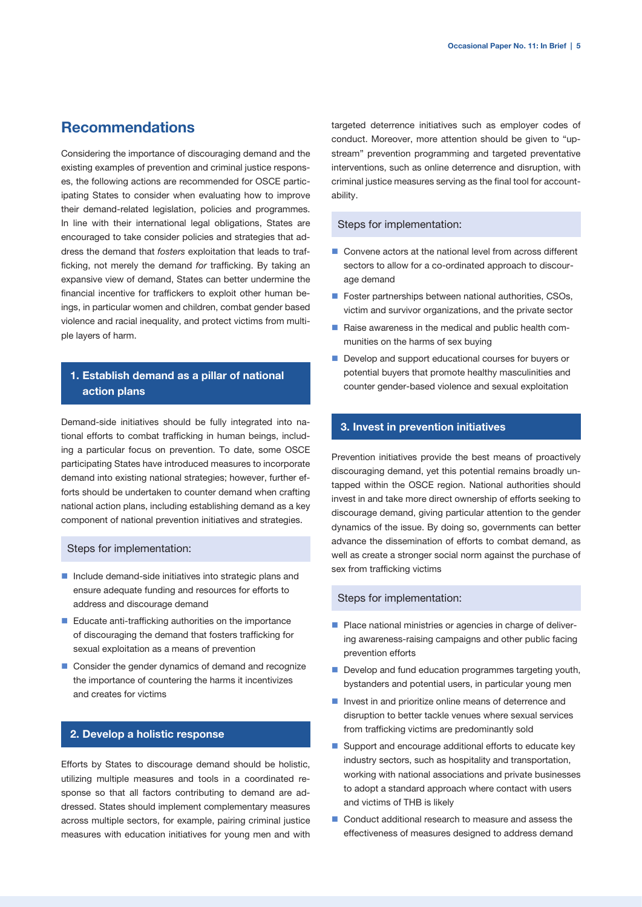## Recommendations

Considering the importance of discouraging demand and the existing examples of prevention and criminal justice responses, the following actions are recommended for OSCE participating States to consider when evaluating how to improve their demand-related legislation, policies and programmes. In line with their international legal obligations, States are encouraged to take consider policies and strategies that address the demand that *fosters* exploitation that leads to trafficking, not merely the demand *for* trafficking. By taking an expansive view of demand, States can better undermine the financial incentive for traffickers to exploit other human beings, in particular women and children, combat gender based violence and racial inequality, and protect victims from multiple layers of harm.

### 1. Establish demand as a pillar of national action plans

Demand-side initiatives should be fully integrated into national efforts to combat trafficking in human beings, including a particular focus on prevention. To date, some OSCE participating States have introduced measures to incorporate demand into existing national strategies; however, further efforts should be undertaken to counter demand when crafting national action plans, including establishing demand as a key component of national prevention initiatives and strategies.

#### Steps for implementation:

- Include demand-side initiatives into strategic plans and ensure adequate funding and resources for efforts to address and discourage demand
- Educate anti-trafficking authorities on the importance of discouraging the demand that fosters trafficking for sexual exploitation as a means of prevention
- Consider the gender dynamics of demand and recognize the importance of countering the harms it incentivizes and creates for victims

### 2. Develop a holistic response

Efforts by States to discourage demand should be holistic, utilizing multiple measures and tools in a coordinated response so that all factors contributing to demand are addressed. States should implement complementary measures across multiple sectors, for example, pairing criminal justice measures with education initiatives for young men and with targeted deterrence initiatives such as employer codes of conduct. Moreover, more attention should be given to "upstream" prevention programming and targeted preventative interventions, such as online deterrence and disruption, with criminal justice measures serving as the final tool for accountability.

#### Steps for implementation:

- Convene actors at the national level from across different sectors to allow for a co-ordinated approach to discourage demand
- Foster partnerships between national authorities, CSOs, victim and survivor organizations, and the private sector
- Raise awareness in the medical and public health communities on the harms of sex buying
- Develop and support educational courses for buyers or potential buyers that promote healthy masculinities and counter gender-based violence and sexual exploitation

### 3. Invest in prevention initiatives

Prevention initiatives provide the best means of proactively discouraging demand, yet this potential remains broadly untapped within the OSCE region. National authorities should invest in and take more direct ownership of efforts seeking to discourage demand, giving particular attention to the gender dynamics of the issue. By doing so, governments can better advance the dissemination of efforts to combat demand, as well as create a stronger social norm against the purchase of sex from trafficking victims

#### Steps for implementation:

- Place national ministries or agencies in charge of delivering awareness-raising campaigns and other public facing prevention efforts
- Develop and fund education programmes targeting youth, bystanders and potential users, in particular young men
- Invest in and prioritize online means of deterrence and disruption to better tackle venues where sexual services from trafficking victims are predominantly sold
- Support and encourage additional efforts to educate key industry sectors, such as hospitality and transportation, working with national associations and private businesses to adopt a standard approach where contact with users and victims of THB is likely
- Conduct additional research to measure and assess the effectiveness of measures designed to address demand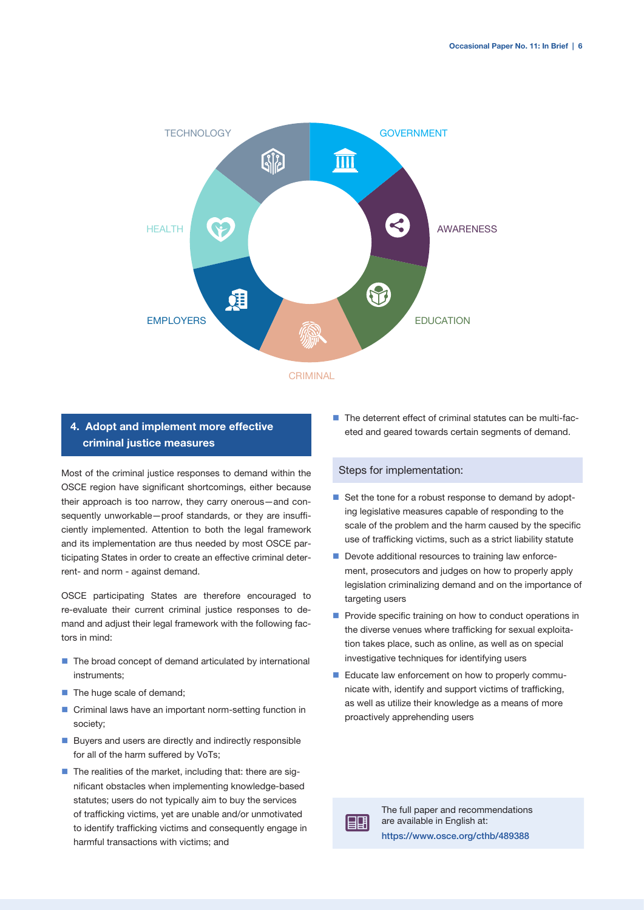TECHNOLOGY

GOVERNMENT

HEALTH

AWARENESS

EMPLOYERS

EDUCATION

CRIMINAL

## 4. Adopt and implement more effective criminal justice measures

Most of the criminal justice responses to demand within the OSCE region have significant shortcomings, either because their approach is too narrow, they carry onerous—and consequently unworkable—proof standards, or they are insufficiently implemented. Attention to both the legal framework and its implementation are thus needed by most OSCE participating States in order to create an effective criminal deterrent- and norm - against demand.

OSCE participating States are therefore encouraged to re-evaluate their current criminal justice responses to demand and adjust their legal framework with the following factors in mind:

- The broad concept of demand articulated by international instruments;
- The huge scale of demand;
- Criminal laws have an important norm-setting function in society;
- Buyers and users are directly and indirectly responsible for all of the harm suffered by VoTs;
- The realities of the market, including that: there are significant obstacles when implementing knowledge-based statutes; users do not typically aim to buy the services of trafficking victims, yet are unable and/or unmotivated to identify trafficking victims and consequently engage in harmful transactions with victims; and
- The deterrent effect of criminal statutes can be multi-faceted and geared towards certain segments of demand.

### Steps for implementation:

- Set the tone for a robust response to demand by adopting legislative measures capable of responding to the scale of the problem and the harm caused by the specific use of trafficking victims, such as a strict liability statute
- Devote additional resources to training law enforcement, prosecutors and judges on how to properly apply legislation criminalizing demand and on the importance of targeting users
- Provide specific training on how to conduct operations in the diverse venues where trafficking for sexual exploitation takes place, such as online, as well as on special investigative techniques for identifying users
- Educate law enforcement on how to properly communicate with, identify and support victims of trafficking, as well as utilize their knowledge as a means of more proactively apprehending users

The full paper and recommendations are available in English at:
https://www.osce.org/cthb/489388